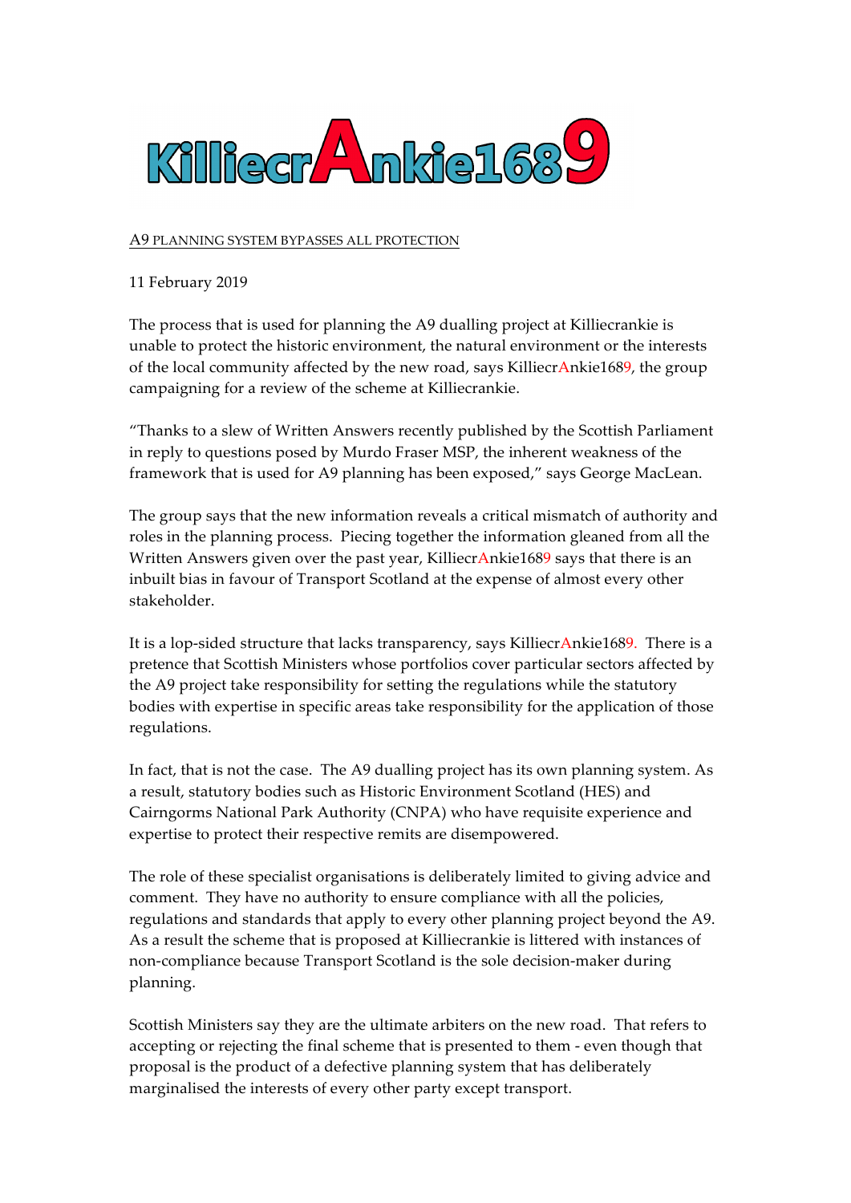# KilliecrAnkie1689

A9 PLANNING SYSTEM BYPASSES ALL PROTECTION

11 February 2019

The process that is used for planning the A9 dualling project at Killiecrankie is unable to protect the historic environment, the natural environment or the interests of the local community affected by the new road, says KilliecrAnkie1689, the group campaigning for a review of the scheme at Killiecrankie.

"Thanks to a slew of Written Answers recently published by the Scottish Parliament in reply to questions posed by Murdo Fraser MSP, the inherent weakness of the framework that is used for A9 planning has been exposed," says George MacLean.

The group says that the new information reveals a critical mismatch of authority and roles in the planning process. Piecing together the information gleaned from all the Written Answers given over the past year, KilliecrAnkie1689 says that there is an inbuilt bias in favour of Transport Scotland at the expense of almost every other stakeholder.

It is a lop-sided structure that lacks transparency, says KilliecrAnkie1689. There is a pretence that Scottish Ministers whose portfolios cover particular sectors affected by the A9 project take responsibility for setting the regulations while the statutory bodies with expertise in specific areas take responsibility for the application of those regulations.

In fact, that is not the case. The A9 dualling project has its own planning system. As a result, statutory bodies such as Historic Environment Scotland (HES) and Cairngorms National Park Authority (CNPA) who have requisite experience and expertise to protect their respective remits are disempowered.

The role of these specialist organisations is deliberately limited to giving advice and comment. They have no authority to ensure compliance with all the policies, regulations and standards that apply to every other planning project beyond the A9. As a result the scheme that is proposed at Killiecrankie is littered with instances of non-compliance because Transport Scotland is the sole decision-maker during planning.

Scottish Ministers say they are the ultimate arbiters on the new road. That refers to accepting or rejecting the final scheme that is presented to them - even though that proposal is the product of a defective planning system that has deliberately marginalised the interests of every other party except transport.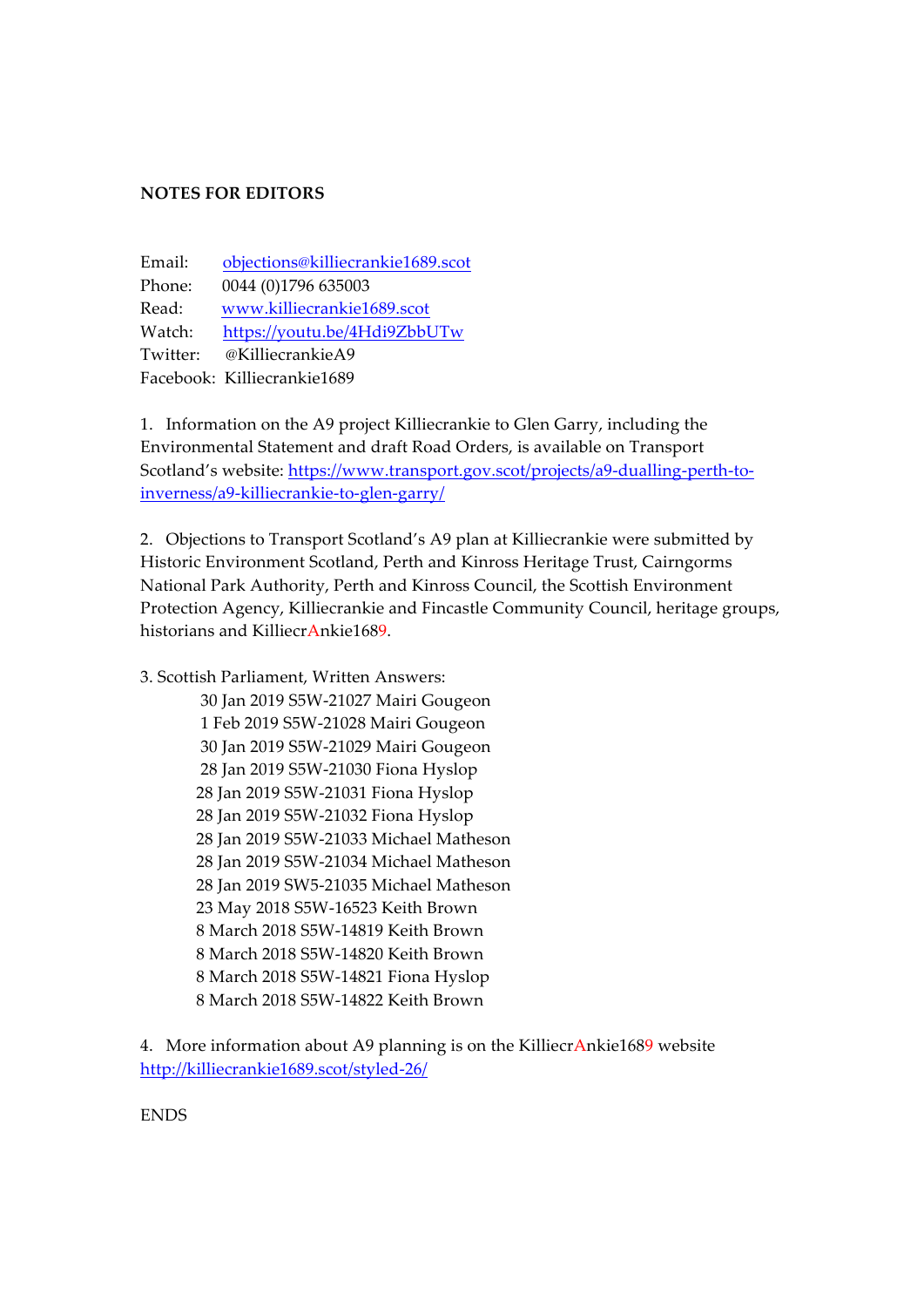**NOTES FOR EDITORS**

Email: objections@killiecrankie1689.scot
Phone: 0044 (0)1796 635003
Read: www.killiecrankie1689.scot
Watch: https://youtu.be/4Hdi9ZbbUTw
Twitter: @KilliecrankieA9
Facebook: Killiecrankie1689

1. Information on the A9 project Killiecrankie to Glen Garry, including the Environmental Statement and draft Road Orders, is available on Transport Scotland's website: https://www.transport.gov.scot/projects/a9-dualling-perth-to-inverness/a9-killiecrankie-to-glen-garry/

2. Objections to Transport Scotland's A9 plan at Killiecrankie were submitted by Historic Environment Scotland, Perth and Kinross Heritage Trust, Cairngorms National Park Authority, Perth and Kinross Council, the Scottish Environment Protection Agency, Killiecrankie and Fincastle Community Council, heritage groups, historians and KilliecrAnkie1689.

3. Scottish Parliament, Written Answers:

- 30 Jan 2019 S5W-21027 Mairi Gougeon
- 1 Feb 2019 S5W-21028 Mairi Gougeon
- 30 Jan 2019 S5W-21029 Mairi Gougeon
- 28 Jan 2019 S5W-21030 Fiona Hyslop
- 28 Jan 2019 S5W-21031 Fiona Hyslop
- 28 Jan 2019 S5W-21032 Fiona Hyslop
- 28 Jan 2019 S5W-21033 Michael Matheson
- 28 Jan 2019 S5W-21034 Michael Matheson
- 28 Jan 2019 SW5-21035 Michael Matheson
- 23 May 2018 S5W-16523 Keith Brown
- 8 March 2018 S5W-14819 Keith Brown
- 8 March 2018 S5W-14820 Keith Brown
- 8 March 2018 S5W-14821 Fiona Hyslop
- 8 March 2018 S5W-14822 Keith Brown

4. More information about A9 planning is on the KilliecrAnkie1689 website http://killiecrankie1689.scot/styled-26/

ENDS